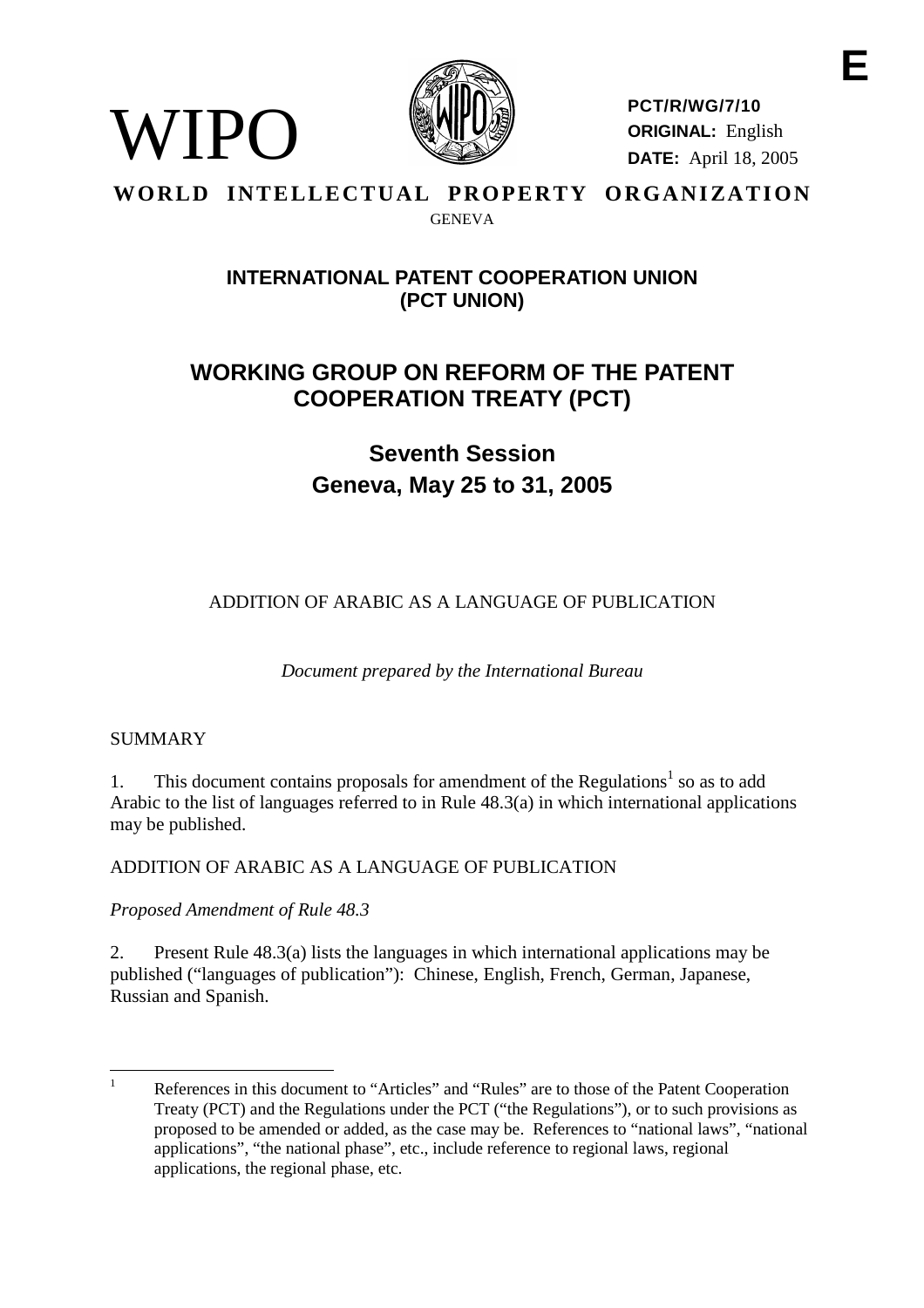**E**

WIPO

**PCT/R/WG/7/10**
**ORIGINAL:** English
**DATE:** April 18, 2005

**WORLD INTELLECTUAL PROPERTY ORGANIZATION**

GENEVA

## INTERNATIONAL PATENT COOPERATION UNION (PCT UNION)

# WORKING GROUP ON REFORM OF THE PATENT COOPERATION TREATY (PCT)

## Seventh Session
## Geneva, May 25 to 31, 2005

ADDITION OF ARABIC AS A LANGUAGE OF PUBLICATION

*Document prepared by the International Bureau*

SUMMARY

1. This document contains proposals for amendment of the Regulations[1] so as to add Arabic to the list of languages referred to in Rule 48.3(a) in which international applications may be published.

ADDITION OF ARABIC AS A LANGUAGE OF PUBLICATION

*Proposed Amendment of Rule 48.3*

2. Present Rule 48.3(a) lists the languages in which international applications may be published ("languages of publication"): Chinese, English, French, German, Japanese, Russian and Spanish.

---

[1] References in this document to "Articles" and "Rules" are to those of the Patent Cooperation Treaty (PCT) and the Regulations under the PCT ("the Regulations"), or to such provisions as proposed to be amended or added, as the case may be. References to "national laws", "national applications", "the national phase", etc., include reference to regional laws, regional applications, the regional phase, etc.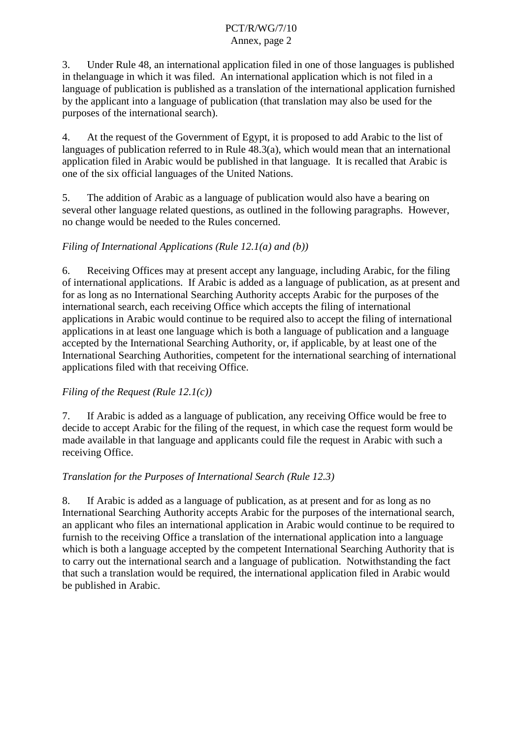3. Under Rule 48, an international application filed in one of those languages is published in thelanguage in which it was filed. An international application which is not filed in a language of publication is published as a translation of the international application furnished by the applicant into a language of publication (that translation may also be used for the purposes of the international search).

4. At the request of the Government of Egypt, it is proposed to add Arabic to the list of languages of publication referred to in Rule 48.3(a), which would mean that an international application filed in Arabic would be published in that language. It is recalled that Arabic is one of the six official languages of the United Nations.

5. The addition of Arabic as a language of publication would also have a bearing on several other language related questions, as outlined in the following paragraphs. However, no change would be needed to the Rules concerned.

*Filing of International Applications (Rule 12.1(a) and (b))*

6. Receiving Offices may at present accept any language, including Arabic, for the filing of international applications. If Arabic is added as a language of publication, as at present and for as long as no International Searching Authority accepts Arabic for the purposes of the international search, each receiving Office which accepts the filing of international applications in Arabic would continue to be required also to accept the filing of international applications in at least one language which is both a language of publication and a language accepted by the International Searching Authority, or, if applicable, by at least one of the International Searching Authorities, competent for the international searching of international applications filed with that receiving Office.

*Filing of the Request (Rule 12.1(c))*

7. If Arabic is added as a language of publication, any receiving Office would be free to decide to accept Arabic for the filing of the request, in which case the request form would be made available in that language and applicants could file the request in Arabic with such a receiving Office.

*Translation for the Purposes of International Search (Rule 12.3)*

8. If Arabic is added as a language of publication, as at present and for as long as no International Searching Authority accepts Arabic for the purposes of the international search, an applicant who files an international application in Arabic would continue to be required to furnish to the receiving Office a translation of the international application into a language which is both a language accepted by the competent International Searching Authority that is to carry out the international search and a language of publication. Notwithstanding the fact that such a translation would be required, the international application filed in Arabic would be published in Arabic.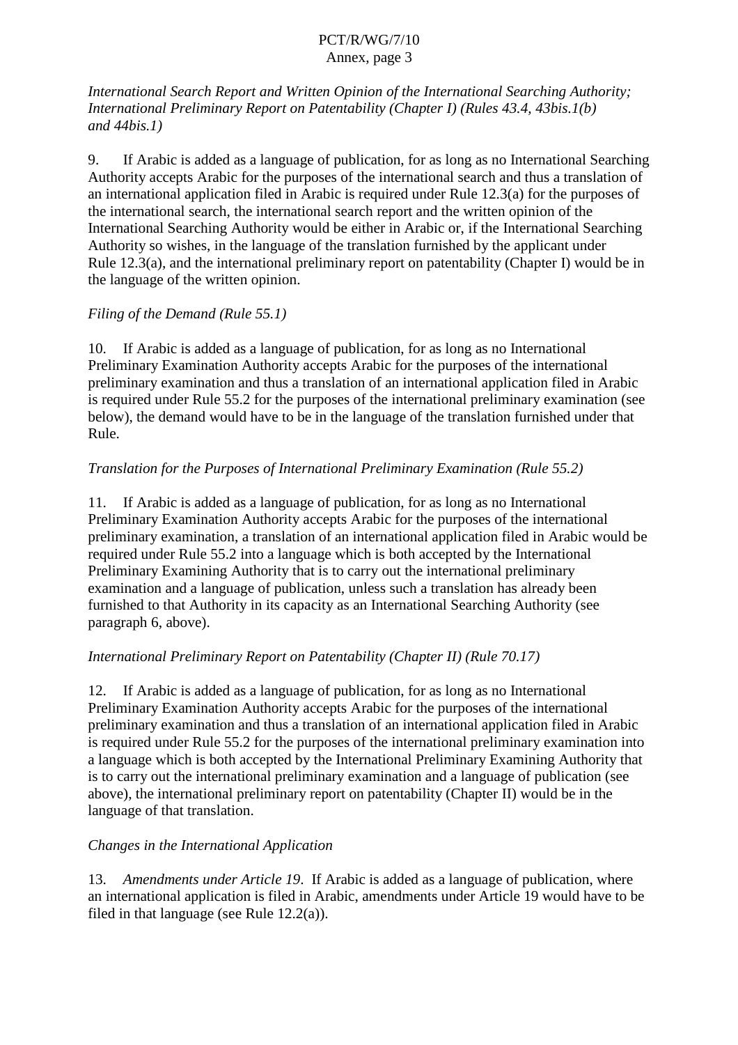*International Search Report and Written Opinion of the International Searching Authority; International Preliminary Report on Patentability (Chapter I) (Rules 43.4, 43bis.1(b) and 44bis.1)*

9. If Arabic is added as a language of publication, for as long as no International Searching Authority accepts Arabic for the purposes of the international search and thus a translation of an international application filed in Arabic is required under Rule 12.3(a) for the purposes of the international search, the international search report and the written opinion of the International Searching Authority would be either in Arabic or, if the International Searching Authority so wishes, in the language of the translation furnished by the applicant under Rule 12.3(a), and the international preliminary report on patentability (Chapter I) would be in the language of the written opinion.

*Filing of the Demand (Rule 55.1)*

10. If Arabic is added as a language of publication, for as long as no International Preliminary Examination Authority accepts Arabic for the purposes of the international preliminary examination and thus a translation of an international application filed in Arabic is required under Rule 55.2 for the purposes of the international preliminary examination (see below), the demand would have to be in the language of the translation furnished under that Rule.

*Translation for the Purposes of International Preliminary Examination (Rule 55.2)*

11. If Arabic is added as a language of publication, for as long as no International Preliminary Examination Authority accepts Arabic for the purposes of the international preliminary examination, a translation of an international application filed in Arabic would be required under Rule 55.2 into a language which is both accepted by the International Preliminary Examining Authority that is to carry out the international preliminary examination and a language of publication, unless such a translation has already been furnished to that Authority in its capacity as an International Searching Authority (see paragraph 6, above).

*International Preliminary Report on Patentability (Chapter II) (Rule 70.17)*

12. If Arabic is added as a language of publication, for as long as no International Preliminary Examination Authority accepts Arabic for the purposes of the international preliminary examination and thus a translation of an international application filed in Arabic is required under Rule 55.2 for the purposes of the international preliminary examination into a language which is both accepted by the International Preliminary Examining Authority that is to carry out the international preliminary examination and a language of publication (see above), the international preliminary report on patentability (Chapter II) would be in the language of that translation.

*Changes in the International Application*

13. *Amendments under Article 19*. If Arabic is added as a language of publication, where an international application is filed in Arabic, amendments under Article 19 would have to be filed in that language (see Rule 12.2(a)).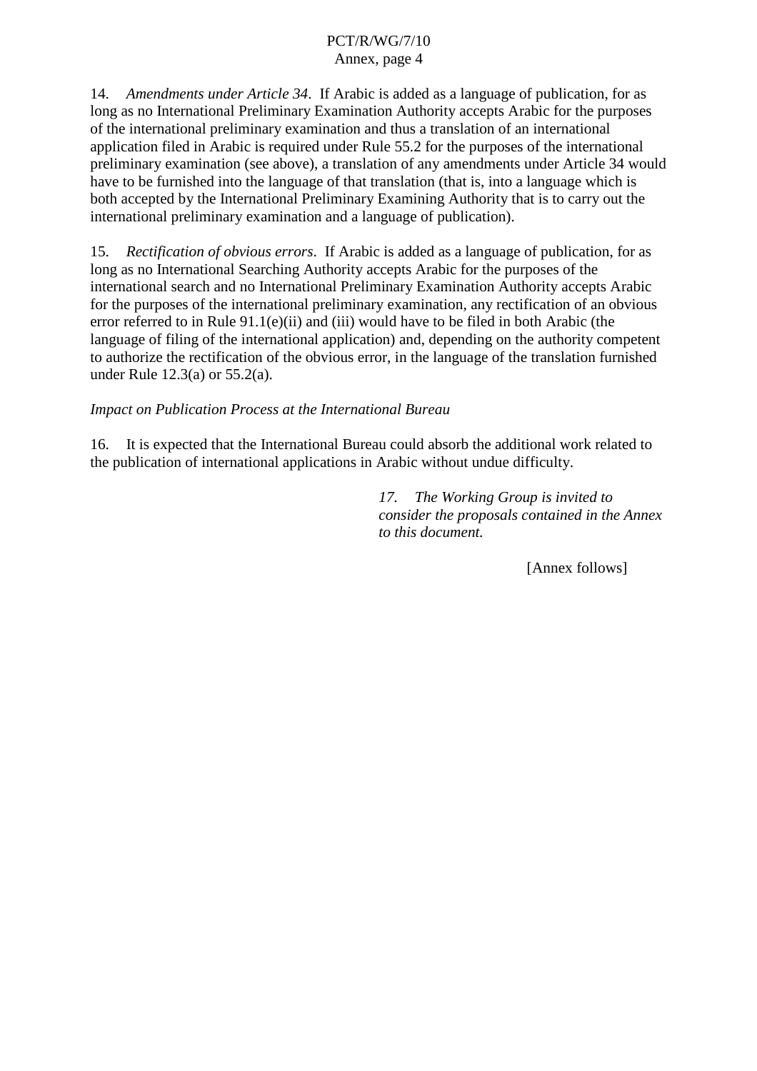14. *Amendments under Article 34*. If Arabic is added as a language of publication, for as long as no International Preliminary Examination Authority accepts Arabic for the purposes of the international preliminary examination and thus a translation of an international application filed in Arabic is required under Rule 55.2 for the purposes of the international preliminary examination (see above), a translation of any amendments under Article 34 would have to be furnished into the language of that translation (that is, into a language which is both accepted by the International Preliminary Examining Authority that is to carry out the international preliminary examination and a language of publication).

15. *Rectification of obvious errors*. If Arabic is added as a language of publication, for as long as no International Searching Authority accepts Arabic for the purposes of the international search and no International Preliminary Examination Authority accepts Arabic for the purposes of the international preliminary examination, any rectification of an obvious error referred to in Rule 91.1(e)(ii) and (iii) would have to be filed in both Arabic (the language of filing of the international application) and, depending on the authority competent to authorize the rectification of the obvious error, in the language of the translation furnished under Rule 12.3(a) or 55.2(a).

*Impact on Publication Process at the International Bureau*

16. It is expected that the International Bureau could absorb the additional work related to the publication of international applications in Arabic without undue difficulty.

*17. The Working Group is invited to consider the proposals contained in the Annex to this document.*

[Annex follows]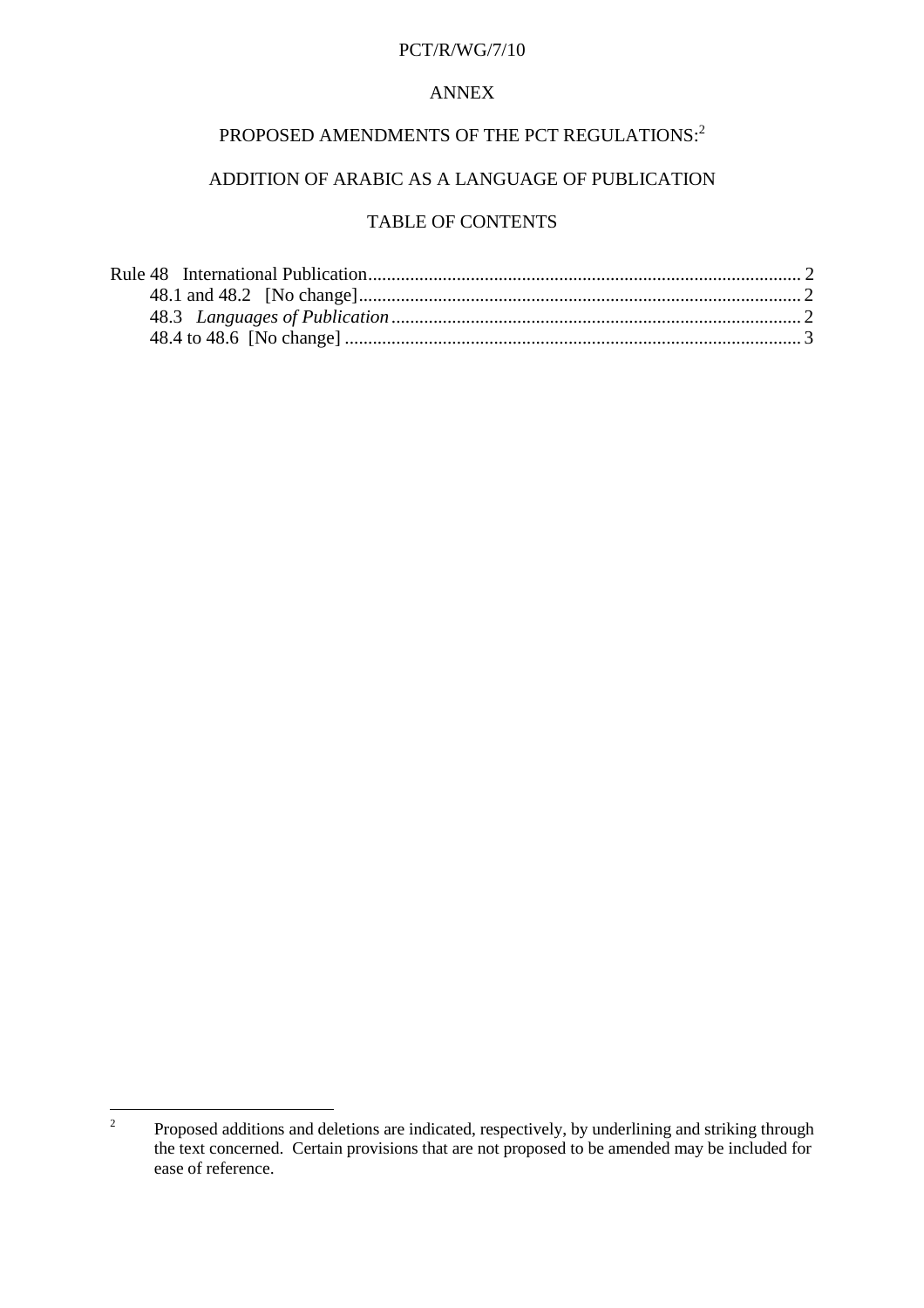ANNEX

PROPOSED AMENDMENTS OF THE PCT REGULATIONS:[2]

ADDITION OF ARABIC AS A LANGUAGE OF PUBLICATION

TABLE OF CONTENTS

Rule 48 International Publication ........................................................................................ 2
    48.1 and 48.2 [No change] ........................................................................................ 2
    48.3 *Languages of Publication* ................................................................................ 2
    48.4 to 48.6 [No change] .......................................................................................... 3

---

[2] Proposed additions and deletions are indicated, respectively, by underlining and striking through the text concerned. Certain provisions that are not proposed to be amended may be included for ease of reference.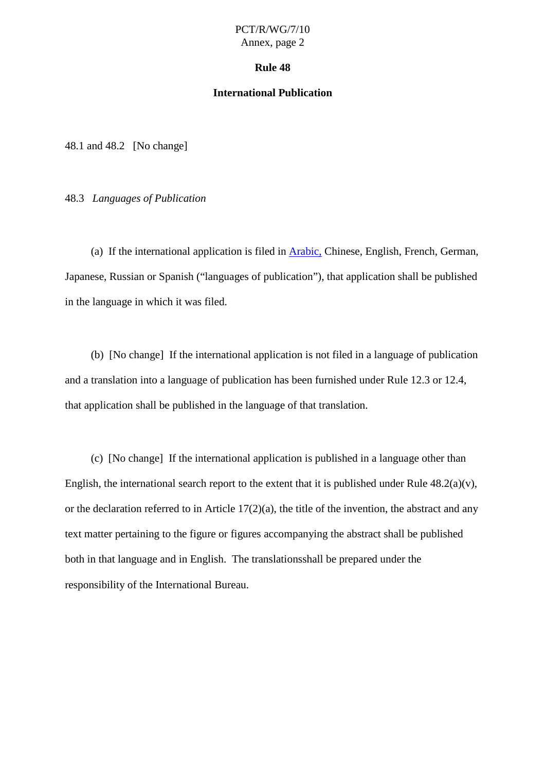## Rule 48

## International Publication

48.1 and 48.2 [No change]

48.3 *Languages of Publication*

(a) If the international application is filed in Arabic, Chinese, English, French, German, Japanese, Russian or Spanish (“languages of publication”), that application shall be published in the language in which it was filed.

(b) [No change] If the international application is not filed in a language of publication and a translation into a language of publication has been furnished under Rule 12.3 or 12.4, that application shall be published in the language of that translation.

(c) [No change] If the international application is published in a language other than English, the international search report to the extent that it is published under Rule 48.2(a)(v), or the declaration referred to in Article 17(2)(a), the title of the invention, the abstract and any text matter pertaining to the figure or figures accompanying the abstract shall be published both in that language and in English. The translationsshall be prepared under the responsibility of the International Bureau.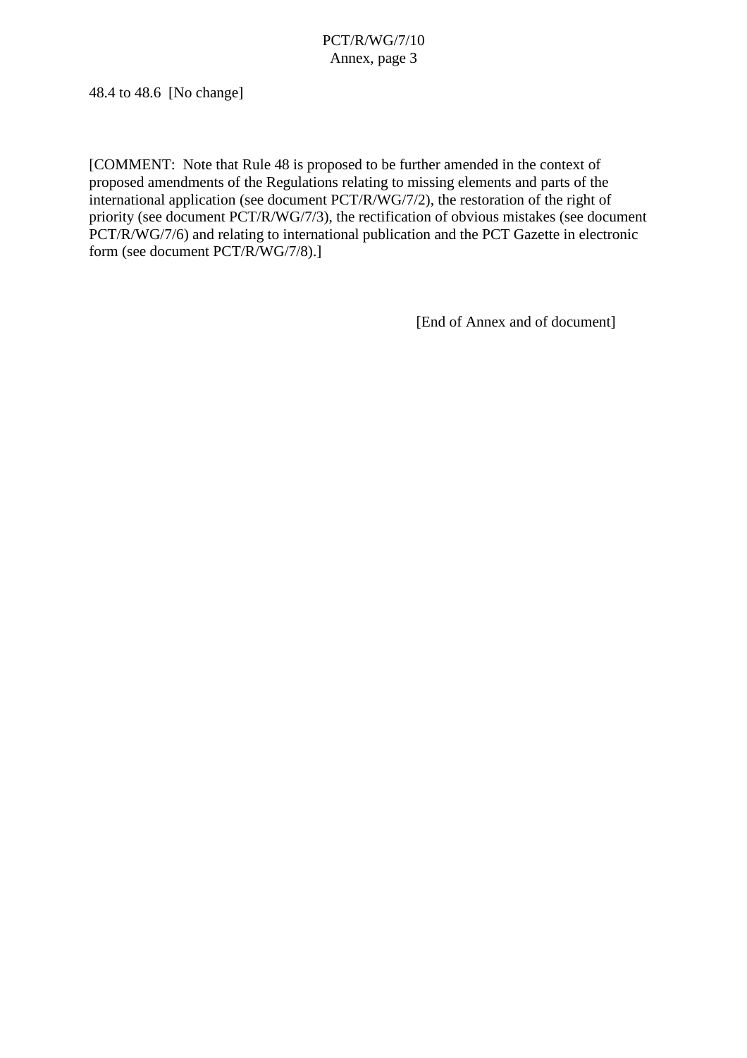48.4 to 48.6  [No change]

[COMMENT:  Note that Rule 48 is proposed to be further amended in the context of proposed amendments of the Regulations relating to missing elements and parts of the international application (see document PCT/R/WG/7/2), the restoration of the right of priority (see document PCT/R/WG/7/3), the rectification of obvious mistakes (see document PCT/R/WG/7/6) and relating to international publication and the PCT Gazette in electronic form (see document PCT/R/WG/7/8).]

[End of Annex and of document]